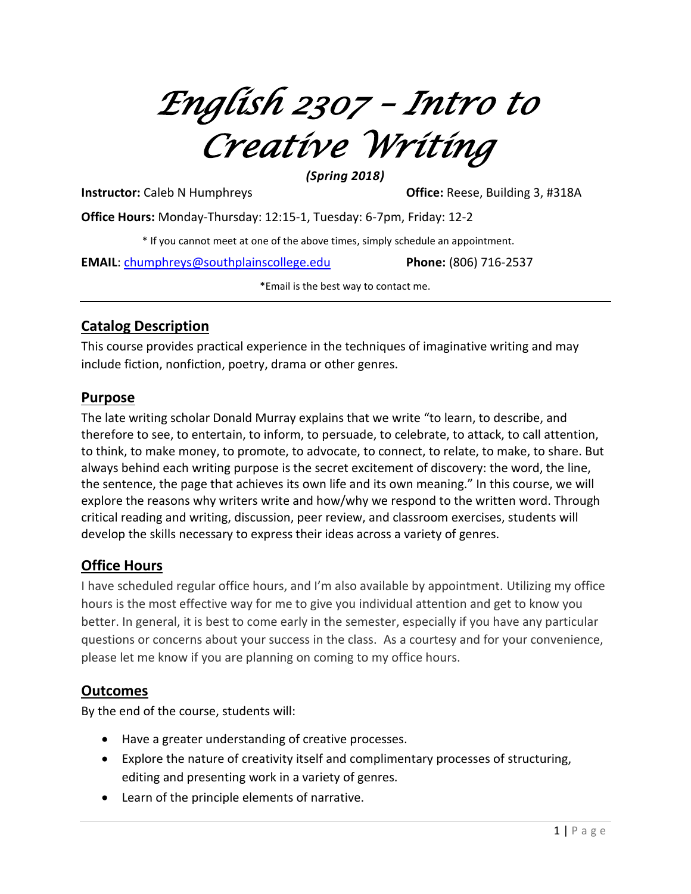# *English 2307 – Intro to Creative Writing*

***(Spring 2018)***

**Instructor:** Caleb N Humphreys **Office:** Reese, Building 3, #318A

**Office Hours:** Monday-Thursday: 12:15-1, Tuesday: 6-7pm, Friday: 12-2

\* If you cannot meet at one of the above times, simply schedule an appointment.

**EMAIL**: chumphreys@southplainscollege.edu **Phone:** (806) 716-2537

*Email is the best way to contact me.

---

## Catalog Description

This course provides practical experience in the techniques of imaginative writing and may include fiction, nonfiction, poetry, drama or other genres.

## Purpose

The late writing scholar Donald Murray explains that we write "to learn, to describe, and therefore to see, to entertain, to inform, to persuade, to celebrate, to attack, to call attention, to think, to make money, to promote, to advocate, to connect, to relate, to make, to share. But always behind each writing purpose is the secret excitement of discovery: the word, the line, the sentence, the page that achieves its own life and its own meaning." In this course, we will explore the reasons why writers write and how/why we respond to the written word. Through critical reading and writing, discussion, peer review, and classroom exercises, students will develop the skills necessary to express their ideas across a variety of genres.

## Office Hours

I have scheduled regular office hours, and I'm also available by appointment. Utilizing my office hours is the most effective way for me to give you individual attention and get to know you better. In general, it is best to come early in the semester, especially if you have any particular questions or concerns about your success in the class. As a courtesy and for your convenience, please let me know if you are planning on coming to my office hours.

## Outcomes

By the end of the course, students will:

- Have a greater understanding of creative processes.
- Explore the nature of creativity itself and complimentary processes of structuring, editing and presenting work in a variety of genres.
- Learn of the principle elements of narrative.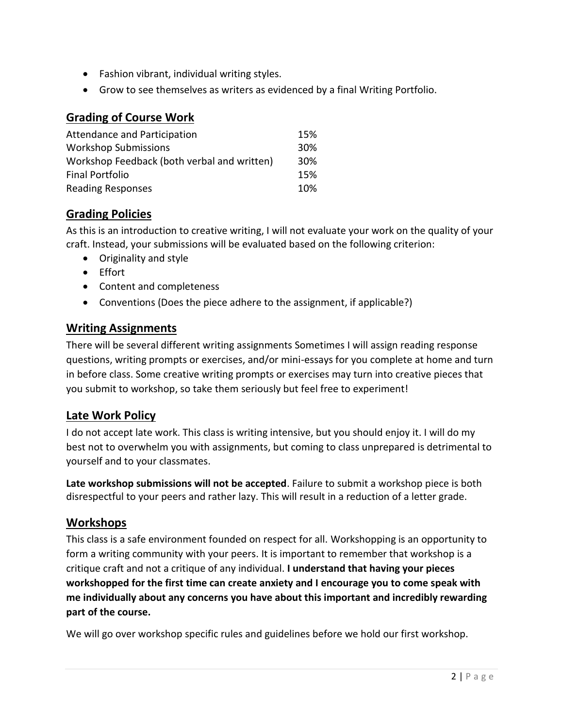- Fashion vibrant, individual writing styles.
- Grow to see themselves as writers as evidenced by a final Writing Portfolio.

## Grading of Course Work

| | |
|---|---|
| Attendance and Participation | 15% |
| Workshop Submissions | 30% |
| Workshop Feedback (both verbal and written) | 30% |
| Final Portfolio | 15% |
| Reading Responses | 10% |

## Grading Policies

As this is an introduction to creative writing, I will not evaluate your work on the quality of your craft. Instead, your submissions will be evaluated based on the following criterion:

- Originality and style
- Effort
- Content and completeness
- Conventions (Does the piece adhere to the assignment, if applicable?)

## Writing Assignments

There will be several different writing assignments Sometimes I will assign reading response questions, writing prompts or exercises, and/or mini-essays for you complete at home and turn in before class. Some creative writing prompts or exercises may turn into creative pieces that you submit to workshop, so take them seriously but feel free to experiment!

## Late Work Policy

I do not accept late work. This class is writing intensive, but you should enjoy it. I will do my best not to overwhelm you with assignments, but coming to class unprepared is detrimental to yourself and to your classmates.

**Late workshop submissions will not be accepted**. Failure to submit a workshop piece is both disrespectful to your peers and rather lazy. This will result in a reduction of a letter grade.

## Workshops

This class is a safe environment founded on respect for all. Workshopping is an opportunity to form a writing community with your peers. It is important to remember that workshop is a critique craft and not a critique of any individual. **I understand that having your pieces workshopped for the first time can create anxiety and I encourage you to come speak with me individually about any concerns you have about this important and incredibly rewarding part of the course.**

We will go over workshop specific rules and guidelines before we hold our first workshop.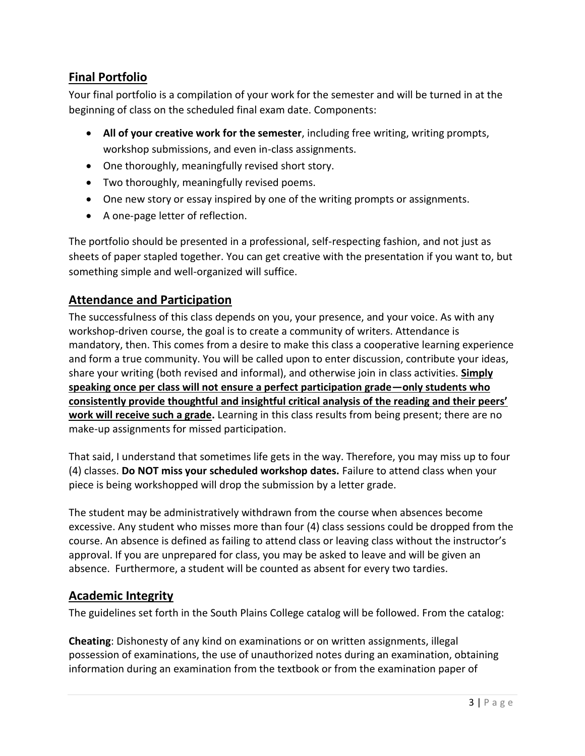## Final Portfolio

Your final portfolio is a compilation of your work for the semester and will be turned in at the beginning of class on the scheduled final exam date. Components:

- **All of your creative work for the semester**, including free writing, writing prompts, workshop submissions, and even in-class assignments.
- One thoroughly, meaningfully revised short story.
- Two thoroughly, meaningfully revised poems.
- One new story or essay inspired by one of the writing prompts or assignments.
- A one-page letter of reflection.

The portfolio should be presented in a professional, self-respecting fashion, and not just as sheets of paper stapled together. You can get creative with the presentation if you want to, but something simple and well-organized will suffice.

## Attendance and Participation

The successfulness of this class depends on you, your presence, and your voice. As with any workshop-driven course, the goal is to create a community of writers. Attendance is mandatory, then. This comes from a desire to make this class a cooperative learning experience and form a true community. You will be called upon to enter discussion, contribute your ideas, share your writing (both revised and informal), and otherwise join in class activities. **Simply speaking once per class will not ensure a perfect participation grade—only students who consistently provide thoughtful and insightful critical analysis of the reading and their peers' work will receive such a grade.** Learning in this class results from being present; there are no make-up assignments for missed participation.

That said, I understand that sometimes life gets in the way. Therefore, you may miss up to four (4) classes. **Do NOT miss your scheduled workshop dates.** Failure to attend class when your piece is being workshopped will drop the submission by a letter grade.

The student may be administratively withdrawn from the course when absences become excessive. Any student who misses more than four (4) class sessions could be dropped from the course. An absence is defined as failing to attend class or leaving class without the instructor's approval. If you are unprepared for class, you may be asked to leave and will be given an absence. Furthermore, a student will be counted as absent for every two tardies.

## Academic Integrity

The guidelines set forth in the South Plains College catalog will be followed. From the catalog:

**Cheating**: Dishonesty of any kind on examinations or on written assignments, illegal possession of examinations, the use of unauthorized notes during an examination, obtaining information during an examination from the textbook or from the examination paper of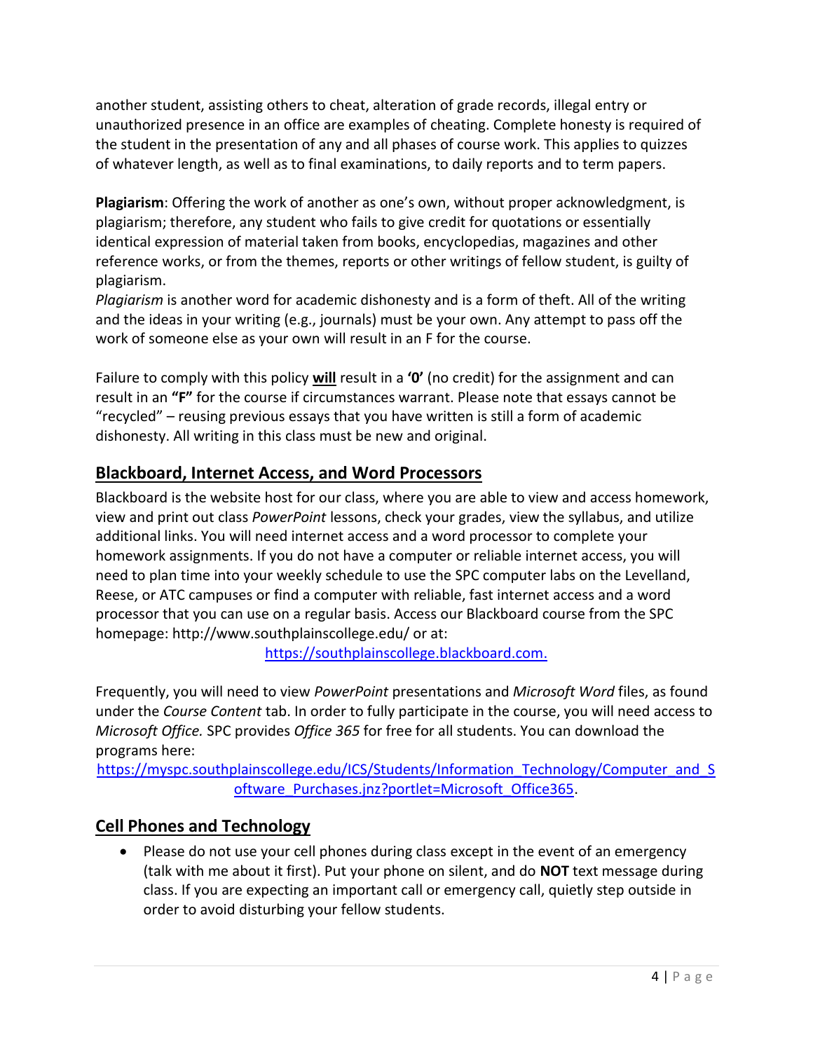another student, assisting others to cheat, alteration of grade records, illegal entry or unauthorized presence in an office are examples of cheating. Complete honesty is required of the student in the presentation of any and all phases of course work. This applies to quizzes of whatever length, as well as to final examinations, to daily reports and to term papers.

**Plagiarism**: Offering the work of another as one's own, without proper acknowledgment, is plagiarism; therefore, any student who fails to give credit for quotations or essentially identical expression of material taken from books, encyclopedias, magazines and other reference works, or from the themes, reports or other writings of fellow student, is guilty of plagiarism.
*Plagiarism* is another word for academic dishonesty and is a form of theft. All of the writing and the ideas in your writing (e.g., journals) must be your own. Any attempt to pass off the work of someone else as your own will result in an F for the course.

Failure to comply with this policy **will** result in a **'0'** (no credit) for the assignment and can result in an **"F"** for the course if circumstances warrant. Please note that essays cannot be "recycled" – reusing previous essays that you have written is still a form of academic dishonesty. All writing in this class must be new and original.

## Blackboard, Internet Access, and Word Processors

Blackboard is the website host for our class, where you are able to view and access homework, view and print out class *PowerPoint* lessons, check your grades, view the syllabus, and utilize additional links. You will need internet access and a word processor to complete your homework assignments. If you do not have a computer or reliable internet access, you will need to plan time into your weekly schedule to use the SPC computer labs on the Levelland, Reese, or ATC campuses or find a computer with reliable, fast internet access and a word processor that you can use on a regular basis. Access our Blackboard course from the SPC homepage: http://www.southplainscollege.edu/ or at:

https://southplainscollege.blackboard.com.

Frequently, you will need to view *PowerPoint* presentations and *Microsoft Word* files, as found under the *Course Content* tab. In order to fully participate in the course, you will need access to *Microsoft Office.* SPC provides *Office 365* for free for all students. You can download the programs here:
https://myspc.southplainscollege.edu/ICS/Students/Information_Technology/Computer_and_Software_Purchases.jnz?portlet=Microsoft_Office365.

## Cell Phones and Technology

- Please do not use your cell phones during class except in the event of an emergency (talk with me about it first). Put your phone on silent, and do **NOT** text message during class. If you are expecting an important call or emergency call, quietly step outside in order to avoid disturbing your fellow students.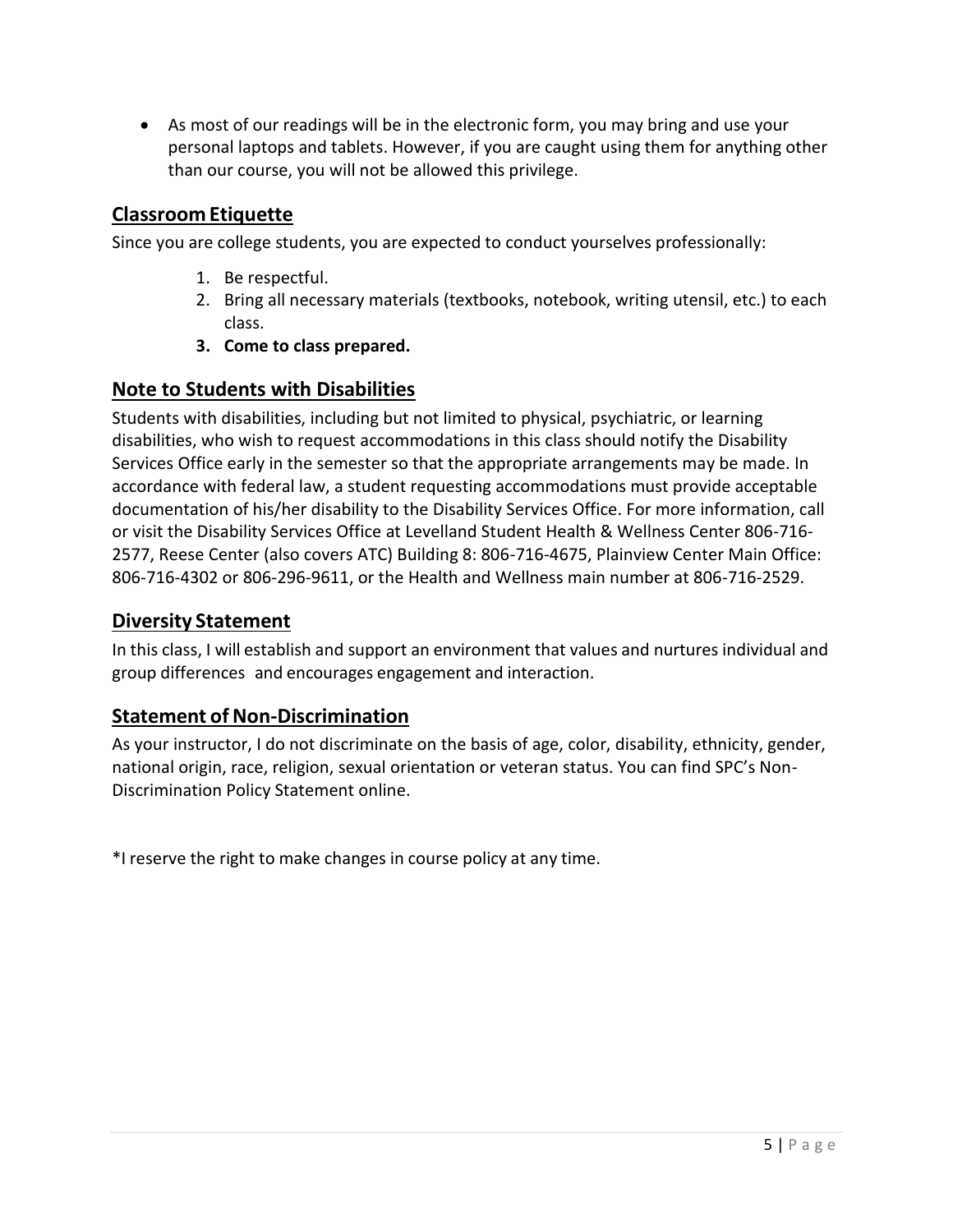- As most of our readings will be in the electronic form, you may bring and use your personal laptops and tablets. However, if you are caught using them for anything other than our course, you will not be allowed this privilege.

## Classroom Etiquette

Since you are college students, you are expected to conduct yourselves professionally:

1. Be respectful.
2. Bring all necessary materials (textbooks, notebook, writing utensil, etc.) to each class.
3. **Come to class prepared.**

## Note to Students with Disabilities

Students with disabilities, including but not limited to physical, psychiatric, or learning disabilities, who wish to request accommodations in this class should notify the Disability Services Office early in the semester so that the appropriate arrangements may be made. In accordance with federal law, a student requesting accommodations must provide acceptable documentation of his/her disability to the Disability Services Office. For more information, call or visit the Disability Services Office at Levelland Student Health & Wellness Center 806-716-2577, Reese Center (also covers ATC) Building 8: 806-716-4675, Plainview Center Main Office: 806-716-4302 or 806-296-9611, or the Health and Wellness main number at 806-716-2529.

## Diversity Statement

In this class, I will establish and support an environment that values and nurtures individual and group differences and encourages engagement and interaction.

## Statement of Non-Discrimination

As your instructor, I do not discriminate on the basis of age, color, disability, ethnicity, gender, national origin, race, religion, sexual orientation or veteran status. You can find SPC's Non-Discrimination Policy Statement online.

*I reserve the right to make changes in course policy at any time.